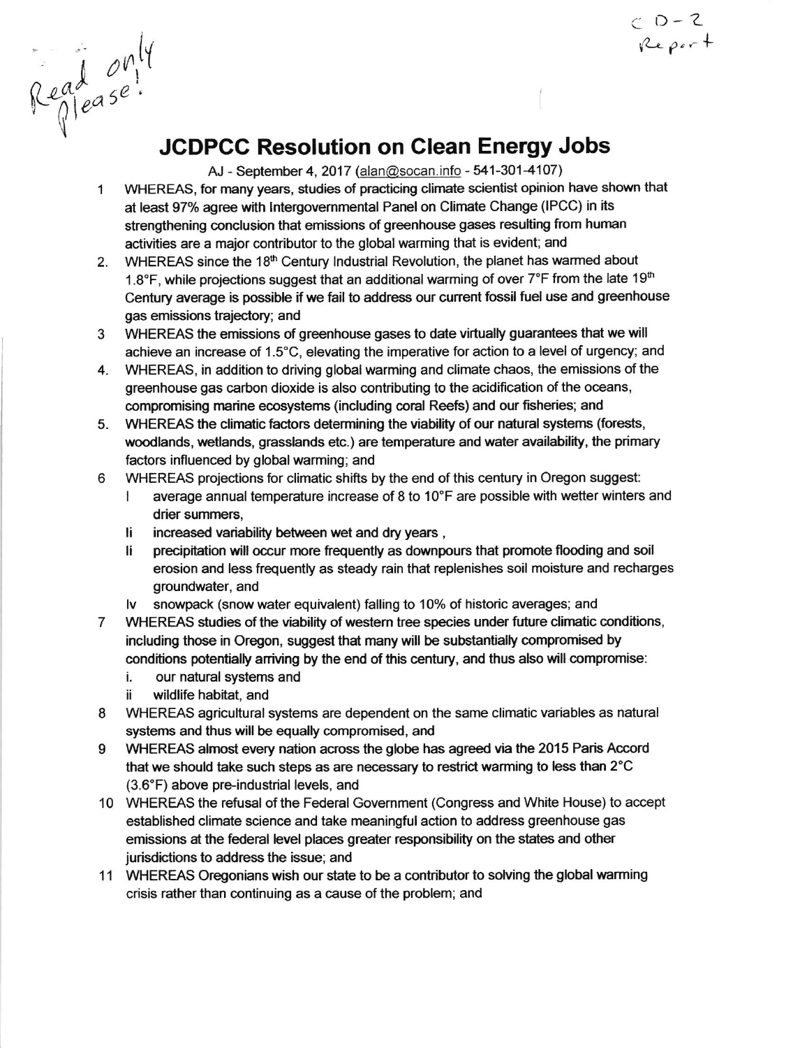Read only please!

C D-2 Report

# JCDPCC Resolution on Clean Energy Jobs

AJ - September 4, 2017 (alan@socan.info - 541-301-4107)

1. WHEREAS, for many years, studies of practicing climate scientist opinion have shown that at least 97% agree with Intergovernmental Panel on Climate Change (IPCC) in its strengthening conclusion that emissions of greenhouse gases resulting from human activities are a major contributor to the global warming that is evident; and
2. WHEREAS since the 18th Century Industrial Revolution, the planet has warmed about 1.8°F, while projections suggest that an additional warming of over 7°F from the late 19th Century average is possible if we fail to address our current fossil fuel use and greenhouse gas emissions trajectory; and
3. WHEREAS the emissions of greenhouse gases to date virtually guarantees that we will achieve an increase of 1.5°C, elevating the imperative for action to a level of urgency; and
4. WHEREAS, in addition to driving global warming and climate chaos, the emissions of the greenhouse gas carbon dioxide is also contributing to the acidification of the oceans, compromising marine ecosystems (including coral Reefs) and our fisheries; and
5. WHEREAS the climatic factors determining the viability of our natural systems (forests, woodlands, wetlands, grasslands etc.) are temperature and water availability, the primary factors influenced by global warming; and
6. WHEREAS projections for climatic shifts by the end of this century in Oregon suggest:
   - I average annual temperature increase of 8 to 10°F are possible with wetter winters and drier summers,
   - Ii increased variability between wet and dry years ,
   - Ii precipitation will occur more frequently as downpours that promote flooding and soil erosion and less frequently as steady rain that replenishes soil moisture and recharges groundwater, and
   - Iv snowpack (snow water equivalent) falling to 10% of historic averages; and
7. WHEREAS studies of the viability of western tree species under future climatic conditions, including those in Oregon, suggest that many will be substantially compromised by conditions potentially arriving by the end of this century, and thus also will compromise:
   - i. our natural systems and
   - ii wildlife habitat, and
8. WHEREAS agricultural systems are dependent on the same climatic variables as natural systems and thus will be equally compromised, and
9. WHEREAS almost every nation across the globe has agreed via the 2015 Paris Accord that we should take such steps as are necessary to restrict warming to less than 2°C (3.6°F) above pre-industrial levels, and
10. WHEREAS the refusal of the Federal Government (Congress and White House) to accept established climate science and take meaningful action to address greenhouse gas emissions at the federal level places greater responsibility on the states and other jurisdictions to address the issue; and
11. WHEREAS Oregonians wish our state to be a contributor to solving the global warming crisis rather than continuing as a cause of the problem; and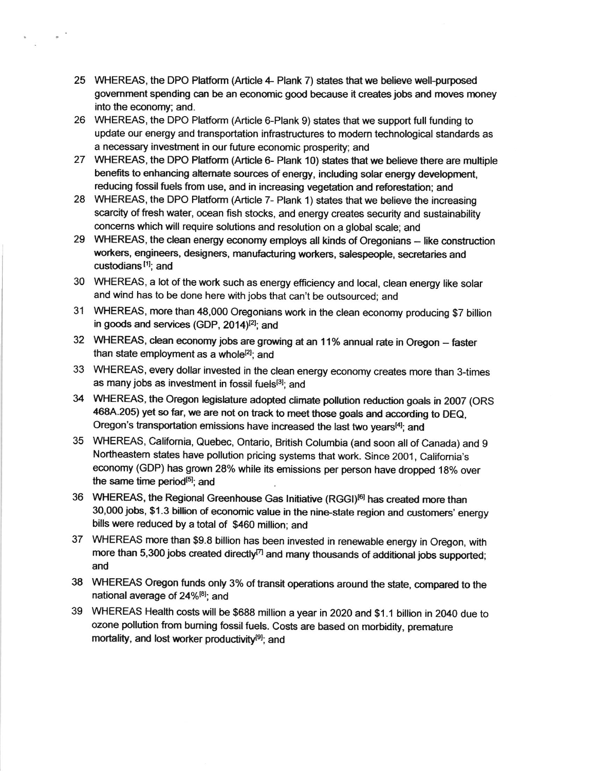25 WHEREAS, the DPO Platform (Article 4- Plank 7) states that we believe well-purposed government spending can be an economic good because it creates jobs and moves money into the economy; and.

26 WHEREAS, the DPO Platform (Article 6-Plank 9) states that we support full funding to update our energy and transportation infrastructures to modern technological standards as a necessary investment in our future economic prosperity; and

27 WHEREAS, the DPO Platform (Article 6- Plank 10) states that we believe there are multiple benefits to enhancing alternate sources of energy, including solar energy development, reducing fossil fuels from use, and in increasing vegetation and reforestation; and

28 WHEREAS, the DPO Platform (Article 7- Plank 1) states that we believe the increasing scarcity of fresh water, ocean fish stocks, and energy creates security and sustainability concerns which will require solutions and resolution on a global scale; and

29 WHEREAS, the clean energy economy employs all kinds of Oregonians – like construction workers, engineers, designers, manufacturing workers, salespeople, secretaries and custodians [1]; and

30 WHEREAS, a lot of the work such as energy efficiency and local, clean energy like solar and wind has to be done here with jobs that can't be outsourced; and

31 WHEREAS, more than 48,000 Oregonians work in the clean economy producing $7 billion in goods and services (GDP, 2014)[2]; and

32 WHEREAS, clean economy jobs are growing at an 11% annual rate in Oregon – faster than state employment as a whole[2]; and

33 WHEREAS, every dollar invested in the clean energy economy creates more than 3-times as many jobs as investment in fossil fuels[3]; and

34 WHEREAS, the Oregon legislature adopted climate pollution reduction goals in 2007 (ORS 468A.205) yet so far, we are not on track to meet those goals and according to DEQ, Oregon's transportation emissions have increased the last two years[4]; and

35 WHEREAS, California, Quebec, Ontario, British Columbia (and soon all of Canada) and 9 Northeastern states have pollution pricing systems that work. Since 2001, California's economy (GDP) has grown 28% while its emissions per person have dropped 18% over the same time period[5]; and

36 WHEREAS, the Regional Greenhouse Gas Initiative (RGGI)[6] has created more than 30,000 jobs, $1.3 billion of economic value in the nine-state region and customers' energy bills were reduced by a total of $460 million; and

37 WHEREAS more than $9.8 billion has been invested in renewable energy in Oregon, with more than 5,300 jobs created directly[7] and many thousands of additional jobs supported; and

38 WHEREAS Oregon funds only 3% of transit operations around the state, compared to the national average of 24%[8]; and

39 WHEREAS Health costs will be $688 million a year in 2020 and $1.1 billion in 2040 due to ozone pollution from burning fossil fuels. Costs are based on morbidity, premature mortality, and lost worker productivity[9]; and